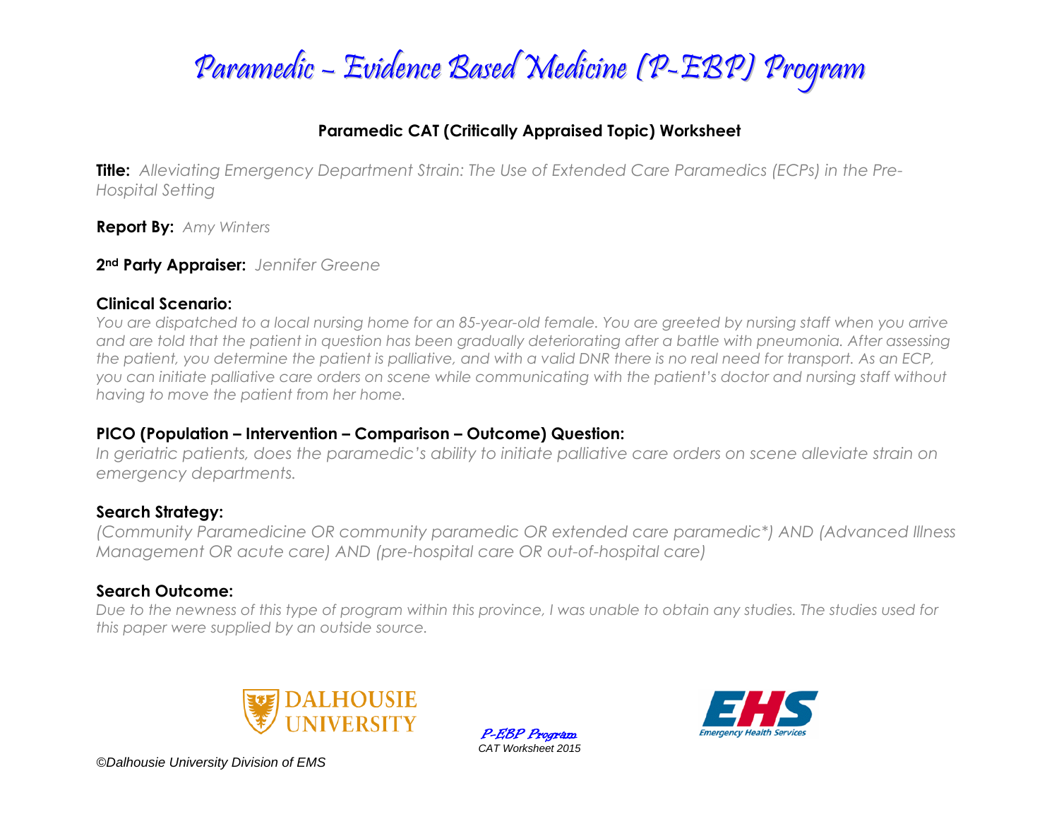# Paramedic – Evidence Based Medicine (P-EBP) Program

## Paramedic CAT (Critically Appraised Topic) Worksheet

**Title:** *Alleviating Emergency Department Strain: The Use of Extended Care Paramedics (ECPs) in the Pre-Hospital Setting*

**Report By:** *Amy Winters*

**2nd Party Appraiser:** *Jennifer Greene*

### Clinical Scenario:

*You are dispatched to a local nursing home for an 85-year-old female. You are greeted by nursing staff when you arrive and are told that the patient in question has been gradually deteriorating after a battle with pneumonia. After assessing the patient, you determine the patient is palliative, and with a valid DNR there is no real need for transport. As an ECP, you can initiate palliative care orders on scene while communicating with the patient's doctor and nursing staff without having to move the patient from her home.*

### PICO (Population – Intervention – Comparison – Outcome) Question:

*In geriatric patients, does the paramedic's ability to initiate palliative care orders on scene alleviate strain on emergency departments.*

### Search Strategy:

*(Community Paramedicine OR community paramedic OR extended care paramedic*) AND (Advanced Illness Management OR acute care) AND (pre-hospital care OR out-of-hospital care)*

### Search Outcome:

*Due to the newness of this type of program within this province, I was unable to obtain any studies. The studies used for this paper were supplied by an outside source.*

©Dalhousie University Division of EMS

P-EBP Program
CAT Worksheet 2015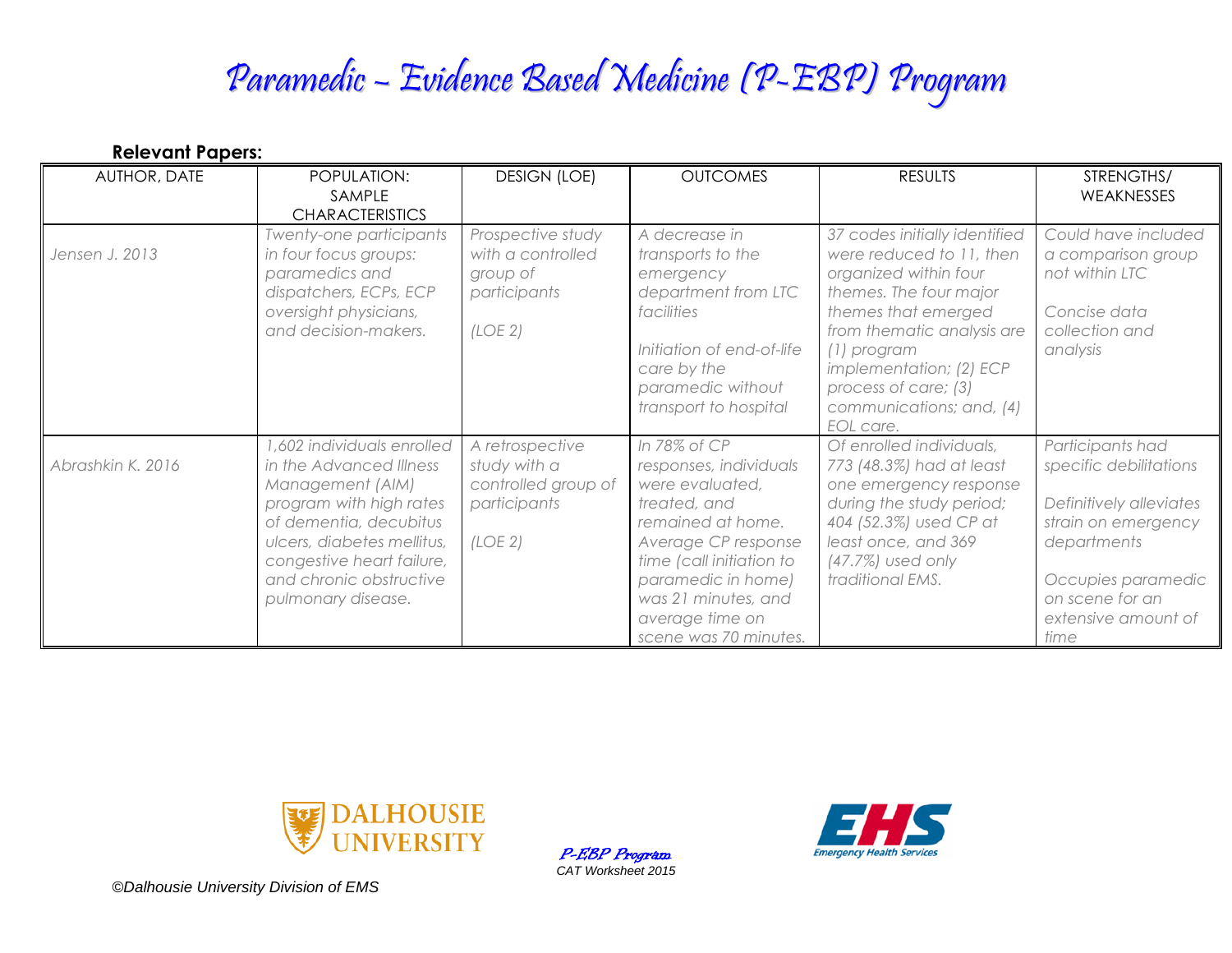# Paramedic – Evidence Based Medicine (P-EBP) Program

**Relevant Papers:**

| AUTHOR, DATE | POPULATION: SAMPLE CHARACTERISTICS | DESIGN (LOE) | OUTCOMES | RESULTS | STRENGTHS/ WEAKNESSES |
|---|---|---|---|---|---|
| *Jensen J. 2013* | *Twenty-one participants in four focus groups: paramedics and dispatchers, ECPs, ECP oversight physicians, and decision-makers.* | *Prospective study with a controlled group of participants*<br><br>*(LOE 2)* | *A decrease in transports to the emergency department from LTC facilities*<br><br>*Initiation of end-of-life care by the paramedic without transport to hospital* | *37 codes initially identified were reduced to 11, then organized within four themes. The four major themes that emerged from thematic analysis are (1) program implementation; (2) ECP process of care; (3) communications; and, (4) EOL care.* | *Could have included a comparison group not within LTC*<br><br>*Concise data collection and analysis* |
| *Abrashkin K. 2016* | *1,602 individuals enrolled in the Advanced Illness Management (AIM) program with high rates of dementia, decubitus ulcers, diabetes mellitus, congestive heart failure, and chronic obstructive pulmonary disease.* | *A retrospective study with a controlled group of participants*<br><br>*(LOE 2)* | *In 78% of CP responses, individuals were evaluated, treated, and remained at home. Average CP response time (call initiation to paramedic in home) was 21 minutes, and average time on scene was 70 minutes.* | *Of enrolled individuals, 773 (48.3%) had at least one emergency response during the study period; 404 (52.3%) used CP at least once, and 369 (47.7%) used only traditional EMS.* | *Participants had specific debilitations*<br><br>*Definitively alleviates strain on emergency departments*<br><br>*Occupies paramedic on scene for an extensive amount of time* |

*P-EBP Program*
*CAT Worksheet 2015*

*©Dalhousie University Division of EMS*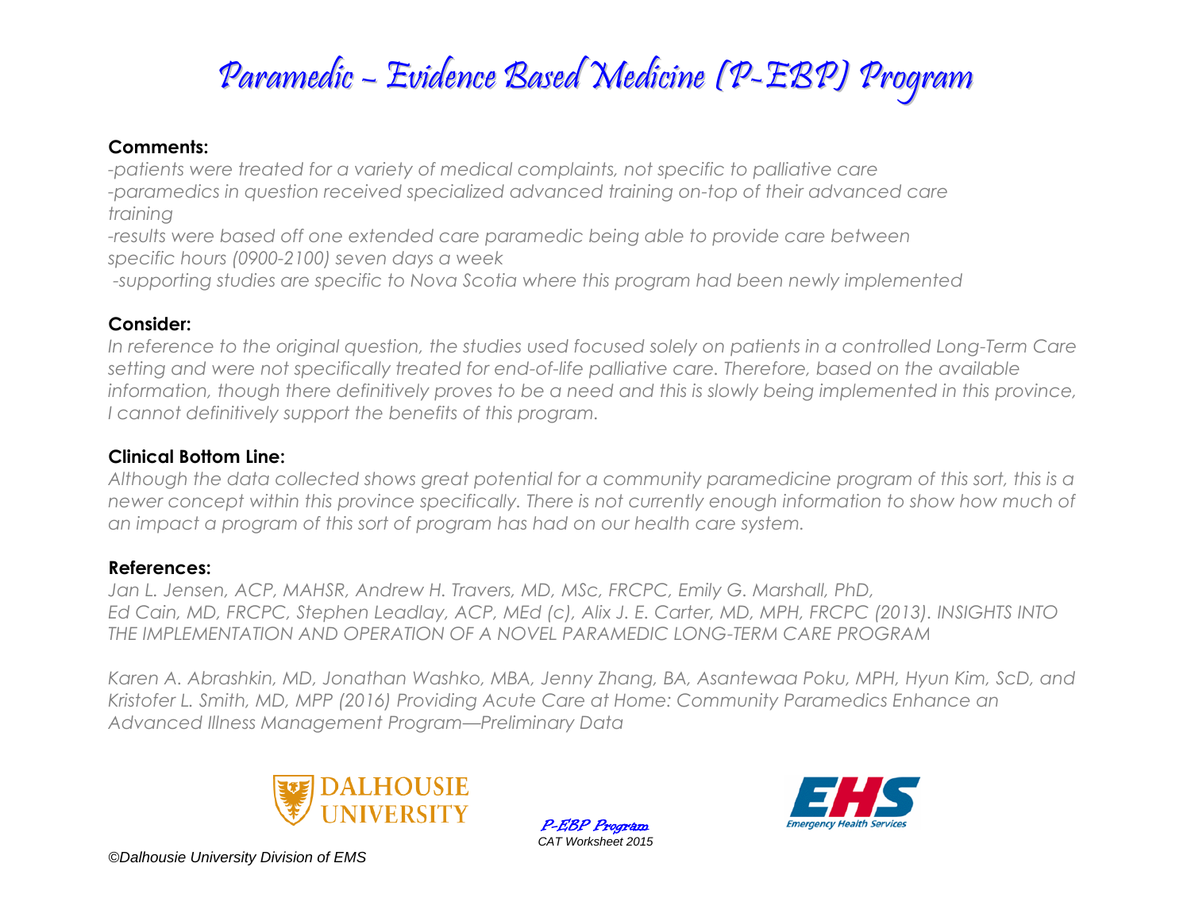**Comments:**

*-patients were treated for a variety of medical complaints, not specific to palliative care*
*-paramedics in question received specialized advanced training on-top of their advanced care training*
*-results were based off one extended care paramedic being able to provide care between specific hours (0900-2100) seven days a week*
*-supporting studies are specific to Nova Scotia where this program had been newly implemented*

**Consider:**

*In reference to the original question, the studies used focused solely on patients in a controlled Long-Term Care setting and were not specifically treated for end-of-life palliative care. Therefore, based on the available information, though there definitively proves to be a need and this is slowly being implemented in this province, I cannot definitively support the benefits of this program.*

**Clinical Bottom Line:**

*Although the data collected shows great potential for a community paramedicine program of this sort, this is a newer concept within this province specifically. There is not currently enough information to show how much of an impact a program of this sort of program has had on our health care system.*

**References:**

*Jan L. Jensen, ACP, MAHSR, Andrew H. Travers, MD, MSc, FRCPC, Emily G. Marshall, PhD, Ed Cain, MD, FRCPC, Stephen Leadlay, ACP, MEd (c), Alix J. E. Carter, MD, MPH, FRCPC (2013). INSIGHTS INTO THE IMPLEMENTATION AND OPERATION OF A NOVEL PARAMEDIC LONG-TERM CARE PROGRAM*

*Karen A. Abrashkin, MD, Jonathan Washko, MBA, Jenny Zhang, BA, Asantewaa Poku, MPH, Hyun Kim, ScD, and Kristofer L. Smith, MD, MPP (2016) Providing Acute Care at Home: Community Paramedics Enhance an Advanced Illness Management Program—Preliminary Data*